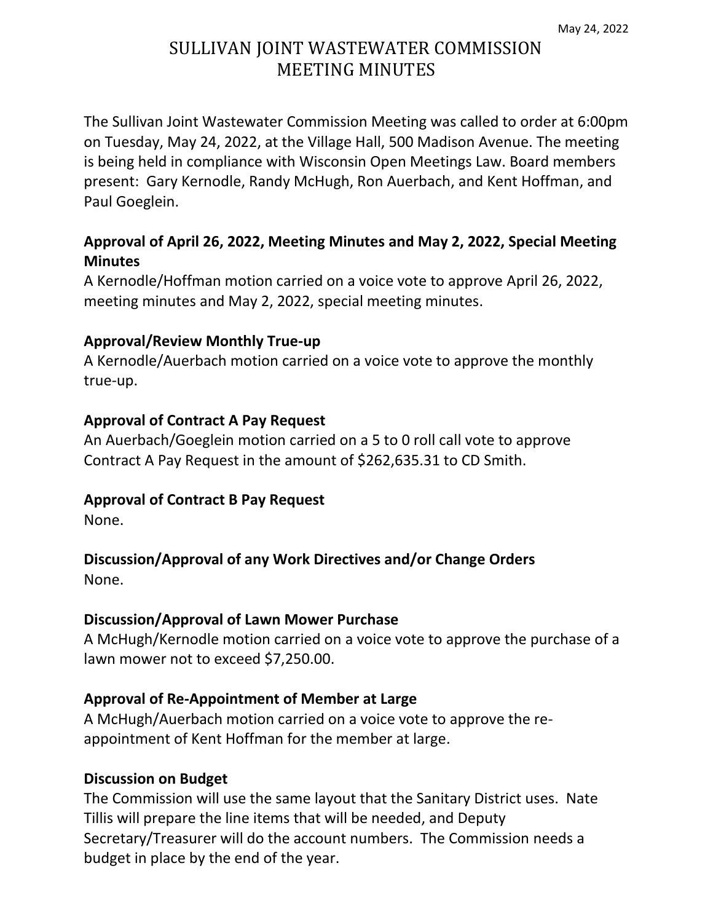May 24, 2022

# SULLIVAN JOINT WASTEWATER COMMISSION MEETING MINUTES

The Sullivan Joint Wastewater Commission Meeting was called to order at 6:00pm on Tuesday, May 24, 2022, at the Village Hall, 500 Madison Avenue. The meeting is being held in compliance with Wisconsin Open Meetings Law. Board members present: Gary Kernodle, Randy McHugh, Ron Auerbach, and Kent Hoffman, and Paul Goeglein.

**Approval of April 26, 2022, Meeting Minutes and May 2, 2022, Special Meeting Minutes**

A Kernodle/Hoffman motion carried on a voice vote to approve April 26, 2022, meeting minutes and May 2, 2022, special meeting minutes.

**Approval/Review Monthly True-up**

A Kernodle/Auerbach motion carried on a voice vote to approve the monthly true-up.

**Approval of Contract A Pay Request**

An Auerbach/Goeglein motion carried on a 5 to 0 roll call vote to approve Contract A Pay Request in the amount of $262,635.31 to CD Smith.

**Approval of Contract B Pay Request**

None.

**Discussion/Approval of any Work Directives and/or Change Orders**

None.

**Discussion/Approval of Lawn Mower Purchase**

A McHugh/Kernodle motion carried on a voice vote to approve the purchase of a lawn mower not to exceed $7,250.00.

**Approval of Re-Appointment of Member at Large**

A McHugh/Auerbach motion carried on a voice vote to approve the re-appointment of Kent Hoffman for the member at large.

**Discussion on Budget**

The Commission will use the same layout that the Sanitary District uses. Nate Tillis will prepare the line items that will be needed, and Deputy Secretary/Treasurer will do the account numbers. The Commission needs a budget in place by the end of the year.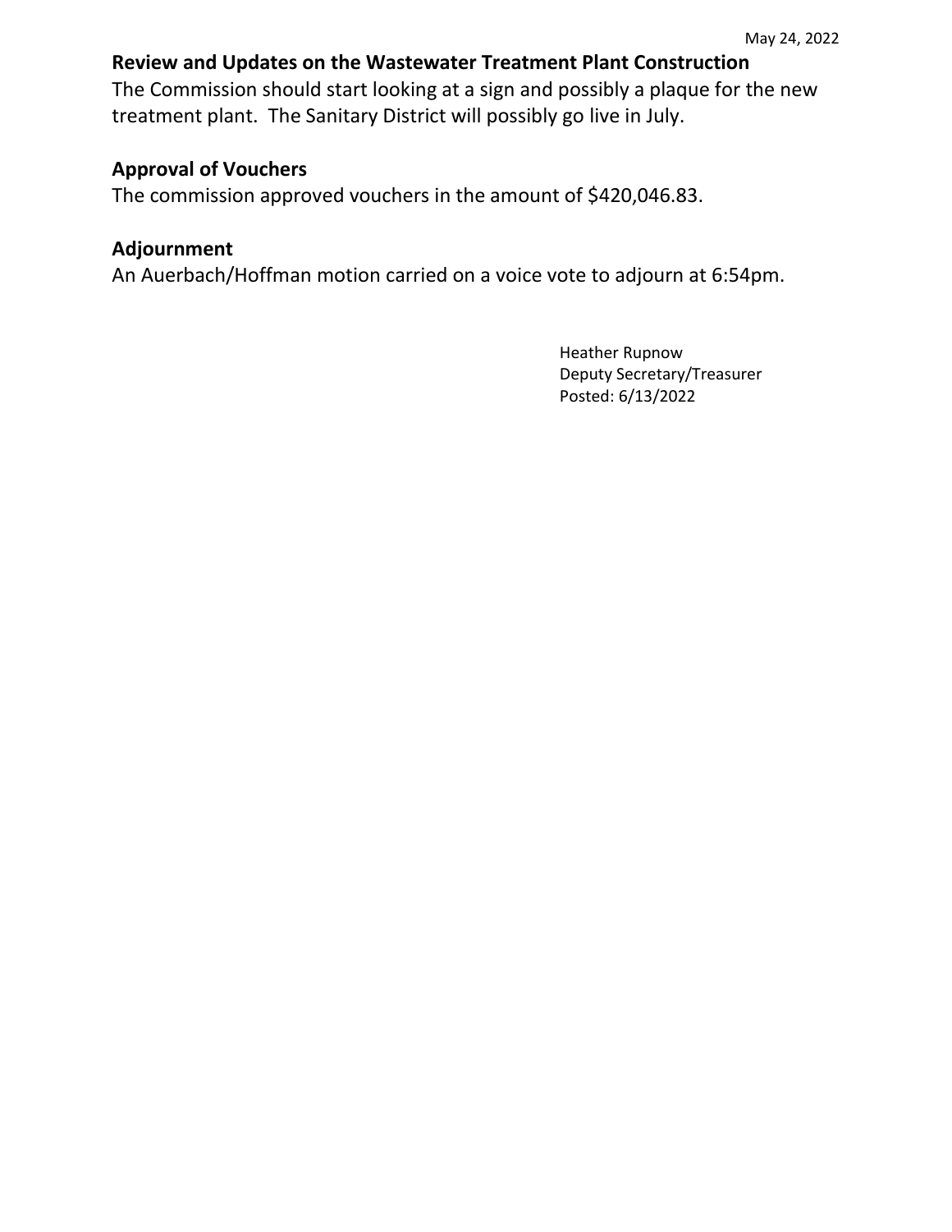## Review and Updates on the Wastewater Treatment Plant Construction

The Commission should start looking at a sign and possibly a plaque for the new treatment plant. The Sanitary District will possibly go live in July.

## Approval of Vouchers

The commission approved vouchers in the amount of $420,046.83.

## Adjournment

An Auerbach/Hoffman motion carried on a voice vote to adjourn at 6:54pm.

Heather Rupnow
Deputy Secretary/Treasurer
Posted: 6/13/2022